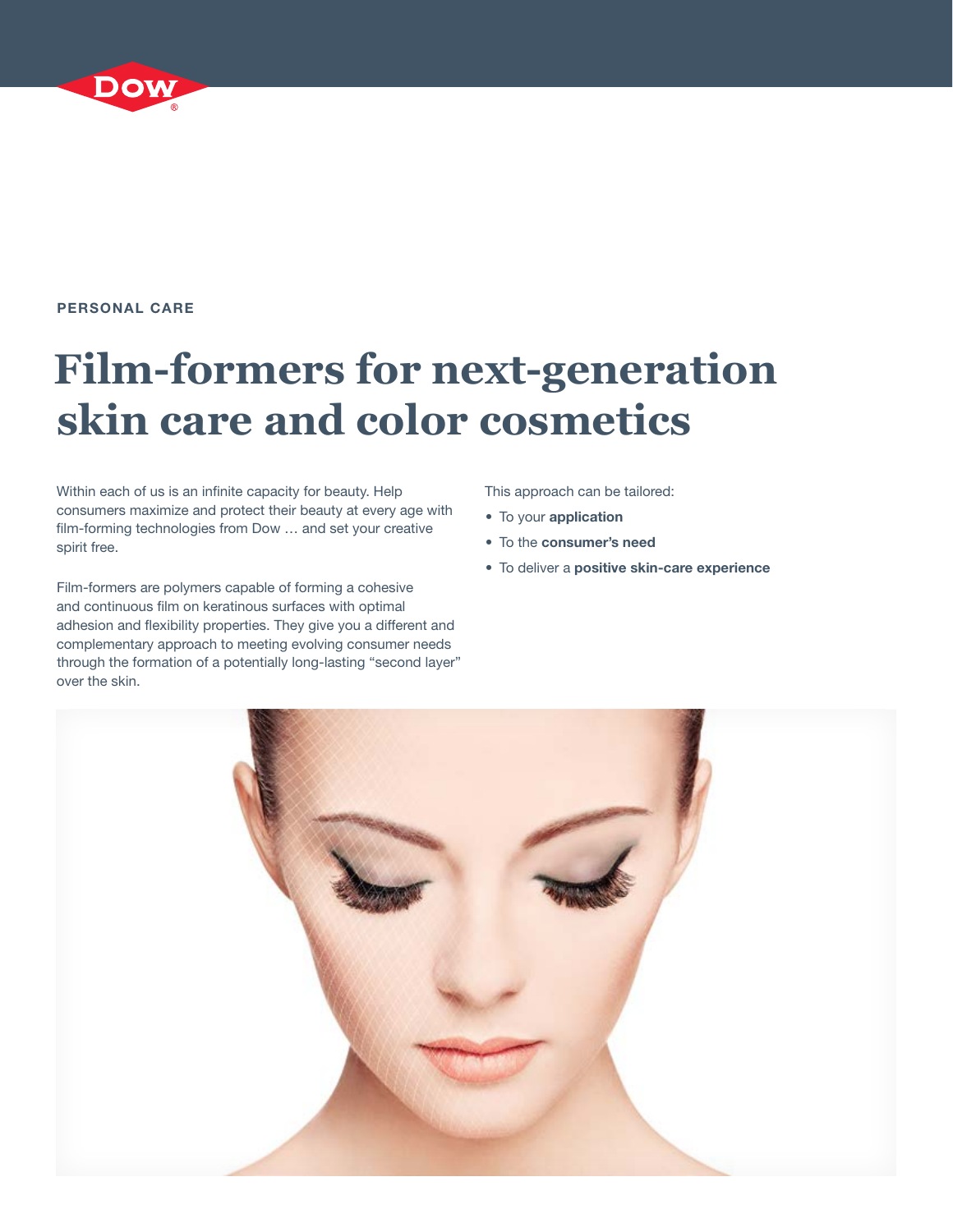PERSONAL CARE

# Film-formers for next-generation skin care and color cosmetics

Within each of us is an infinite capacity for beauty. Help consumers maximize and protect their beauty at every age with film-forming technologies from Dow … and set your creative spirit free.

Film-formers are polymers capable of forming a cohesive and continuous film on keratinous surfaces with optimal adhesion and flexibility properties. They give you a different and complementary approach to meeting evolving consumer needs through the formation of a potentially long-lasting "second layer" over the skin.

This approach can be tailored:

- To your **application**
- To the **consumer's need**
- To deliver a **positive skin-care experience**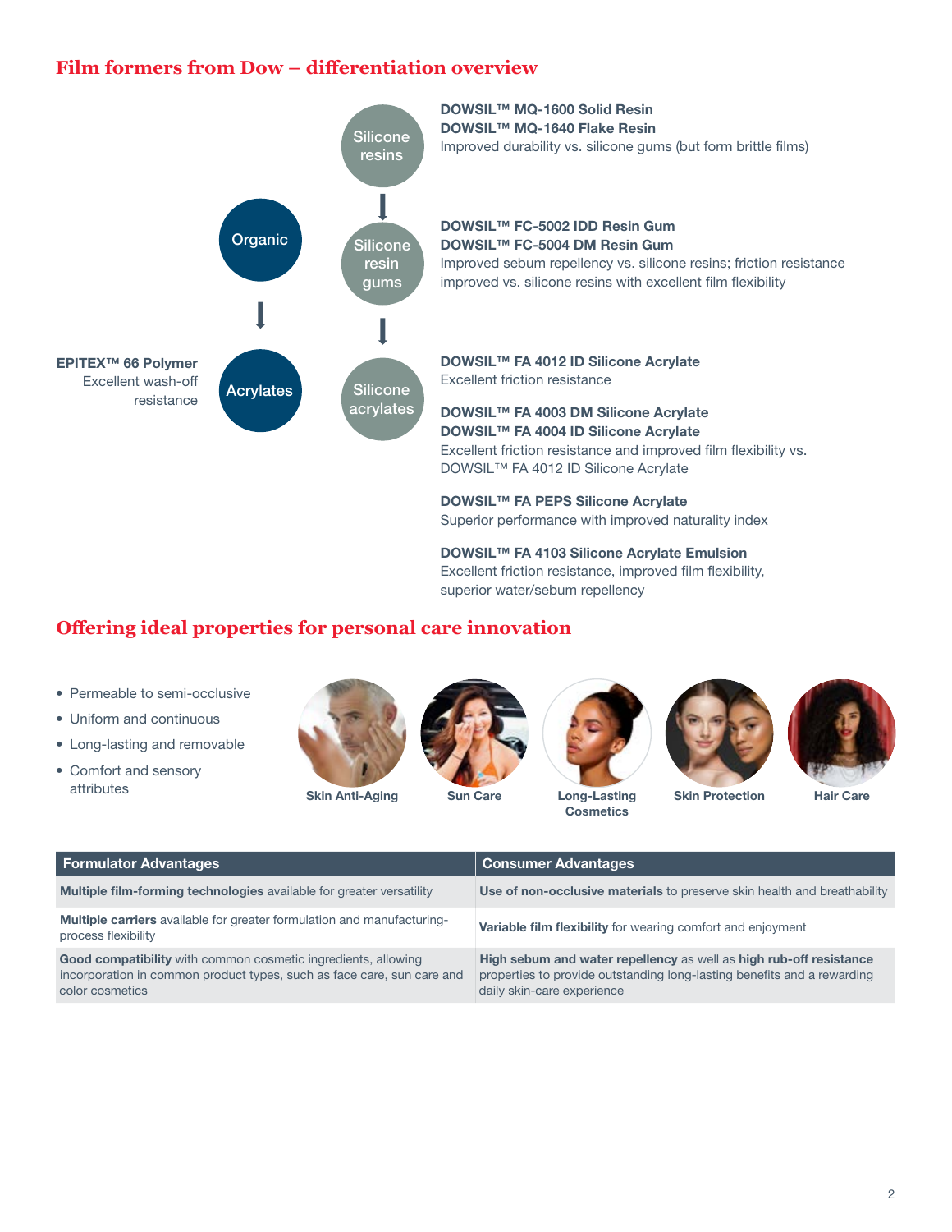## Film formers from Dow – differentiation overview

Silicone resins

**DOWSIL™ MQ-1600 Solid Resin**
**DOWSIL™ MQ-1640 Flake Resin**
Improved durability vs. silicone gums (but form brittle films)

Silicone resin gums

**DOWSIL™ FC-5002 IDD Resin Gum**
**DOWSIL™ FC-5004 DM Resin Gum**
Improved sebum repellency vs. silicone resins; friction resistance improved vs. silicone resins with excellent film flexibility

Silicone acrylates

**DOWSIL™ FA 4012 ID Silicone Acrylate**
Excellent friction resistance

**DOWSIL™ FA 4003 DM Silicone Acrylate**
**DOWSIL™ FA 4004 ID Silicone Acrylate**
Excellent friction resistance and improved film flexibility vs. DOWSIL™ FA 4012 ID Silicone Acrylate

**DOWSIL™ FA PEPS Silicone Acrylate**
Superior performance with improved naturality index

**DOWSIL™ FA 4103 Silicone Acrylate Emulsion**
Excellent friction resistance, improved film flexibility, superior water/sebum repellency

Organic

Acrylates

**EPITEX™ 66 Polymer**
Excellent wash-off resistance

## Offering ideal properties for personal care innovation

- Permeable to semi-occlusive
- Uniform and continuous
- Long-lasting and removable
- Comfort and sensory attributes

**Skin Anti-Aging** | **Sun Care** | **Long-Lasting Cosmetics** | **Skin Protection** | **Hair Care**

| Formulator Advantages | Consumer Advantages |
|---|---|
| **Multiple film-forming technologies** available for greater versatility | **Use of non-occlusive materials** to preserve skin health and breathability |
| **Multiple carriers** available for greater formulation and manufacturing-process flexibility | **Variable film flexibility** for wearing comfort and enjoyment |
| **Good compatibility** with common cosmetic ingredients, allowing incorporation in common product types, such as face care, sun care and color cosmetics | **High sebum and water repellency** as well as **high rub-off resistance** properties to provide outstanding long-lasting benefits and a rewarding daily skin-care experience |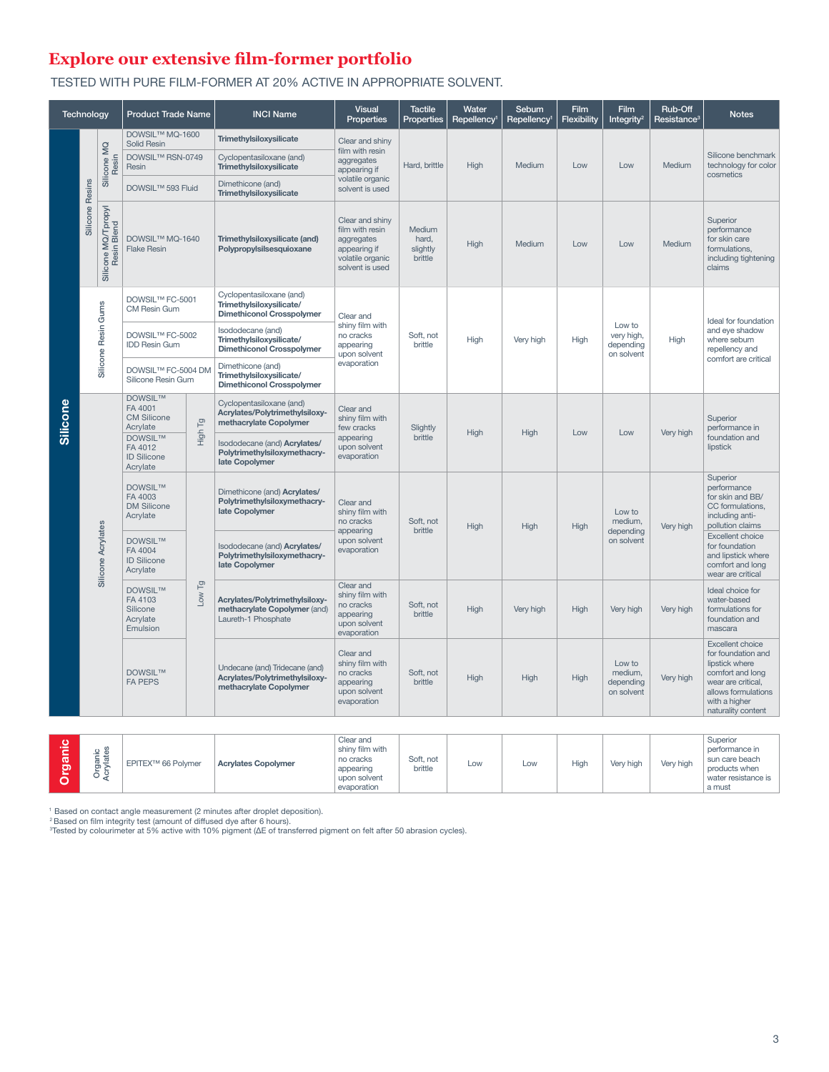# Explore our extensive film-former portfolio

TESTED WITH PURE FILM-FORMER AT 20% ACTIVE IN APPROPRIATE SOLVENT.

| Technology | | | | Product Trade Name | INCI Name | Visual Properties | Tactile Properties | Water Repellency[1] | Sebum Repellency[1] | Film Flexibility | Film Integrity[2] | Rub-Off Resistance[3] | Notes |
|---|---|---|---|---|---|---|---|---|---|---|---|---|---|
| Silicone | Silicone Resins | Silicone MQ Resin | | DOWSIL™ MQ-1600 Solid Resin | **Trimethylsiloxysilicate** | Clear and shiny film with resin aggregates appearing if volatile organic solvent is used | Hard, brittle | High | Medium | Low | Low | Medium | Silicone benchmark technology for color cosmetics |
| | | | | DOWSIL™ RSN-0749 Resin | Cyclopentasiloxane (and) **Trimethylsiloxysilicate** | | | | | | | | |
| | | | | DOWSIL™ 593 Fluid | Dimethicone (and) **Trimethylsiloxysilicate** | | | | | | | | |
| | | Silicone MQ/Tpropyl Resin Blend | | DOWSIL™ MQ-1640 Flake Resin | **Trimethylsiloxysilicate (and) Polypropylsilsesquioxane** | Clear and shiny film with resin aggregates appearing if volatile organic solvent is used | Medium hard, slightly brittle | High | Medium | Low | Low | Medium | Superior performance for skin care formulations, including tightening claims |
| | Silicone Resin Gums | | | DOWSIL™ FC-5001 CM Resin Gum | Cyclopentasiloxane (and) **Trimethylsiloxysilicate/ Dimethiconol Crosspolymer** | Clear and shiny film with no cracks appearing upon solvent evaporation | Soft, not brittle | High | Very high | High | Low to very high, depending on solvent | High | Ideal for foundation and eye shadow where sebum repellency and comfort are critical |
| | | | | DOWSIL™ FC-5002 IDD Resin Gum | Isododecane (and) **Trimethylsiloxysilicate/ Dimethiconol Crosspolymer** | | | | | | | | |
| | | | | DOWSIL™ FC-5004 DM Silicone Resin Gum | Dimethicone (and) **Trimethylsiloxysilicate/ Dimethiconol Crosspolymer** | | | | | | | | |
| | Silicone Acrylates | | High Tg | DOWSIL™ FA 4001 CM Silicone Acrylate | Cyclopentasiloxane (and) **Acrylates/Polytrimethylsiloxy-methacrylate Copolymer** | Clear and shiny film with few cracks appearing upon solvent evaporation | Slightly brittle | High | High | Low | Low | Very high | Superior performance in foundation and lipstick |
| | | | | DOWSIL™ FA 4012 ID Silicone Acrylate | Isododecane (and) **Acrylates/ Polytrimethylsiloxymethacry-late Copolymer** | | | | | | | | |
| | | | Low Tg | DOWSIL™ FA 4003 DM Silicone Acrylate | Dimethicone (and) **Acrylates/ Polytrimethylsiloxymethacry-late Copolymer** | Clear and shiny film with no cracks appearing upon solvent evaporation | Soft, not brittle | High | High | High | Low to medium, depending on solvent | Very high | Superior performance for skin and BB/ CC formulations, including anti-pollution claims |
| | | | | DOWSIL™ FA 4004 ID Silicone Acrylate | Isododecane (and) **Acrylates/ Polytrimethylsiloxymethacry-late Copolymer** | | | | | | | | Excellent choice for foundation and lipstick where comfort and long wear are critical |
| | | | | DOWSIL™ FA 4103 Silicone Acrylate Emulsion | **Acrylates/Polytrimethylsiloxy-methacrylate Copolymer** (and) Laureth-1 Phosphate | Clear and shiny film with no cracks appearing upon solvent evaporation | Soft, not brittle | High | Very high | High | Very high | Very high | Ideal choice for water-based formulations for foundation and mascara |
| | | | | DOWSIL™ FA PEPS | Undecane (and) Tridecane (and) **Acrylates/Polytrimethylsiloxy-methacrylate Copolymer** | Clear and shiny film with no cracks appearing upon solvent evaporation | Soft, not brittle | High | High | High | Low to medium, depending on solvent | Very high | Excellent choice for foundation and lipstick where comfort and long wear are critical, allows formulations with a higher naturality content |
| Organic | Organic Acrylates | | | EPITEX™ 66 Polymer | **Acrylates Copolymer** | Clear and shiny film with no cracks appearing upon solvent evaporation | Soft, not brittle | Low | Low | High | Very high | Very high | Superior performance in sun care beach products when water resistance is a must |

[1] Based on contact angle measurement (2 minutes after droplet deposition).
[2] Based on film integrity test (amount of diffused dye after 6 hours).
[3] Tested by colourimeter at 5% active with 10% pigment (ΔE of transferred pigment on felt after 50 abrasion cycles).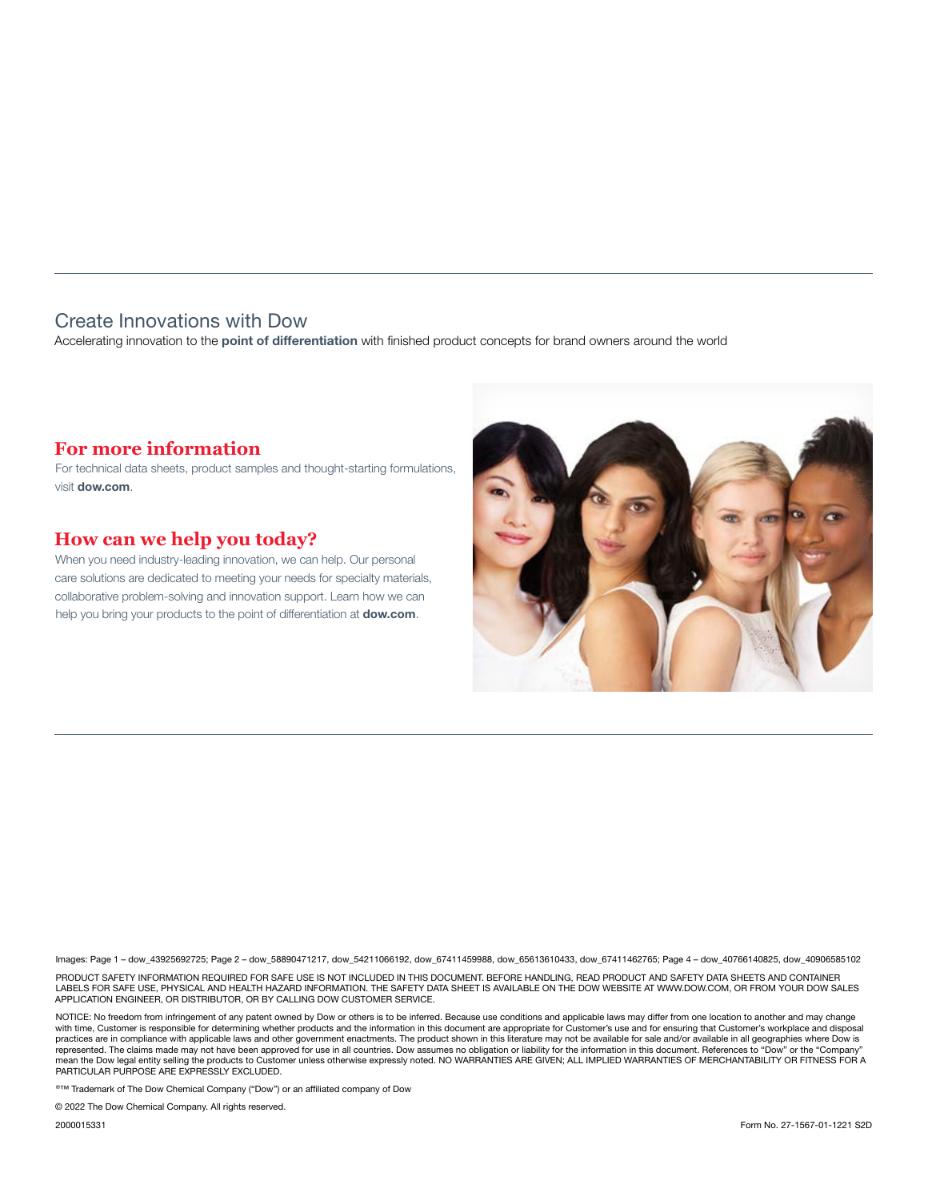## Create Innovations with Dow

Accelerating innovation to the **point of differentiation** with finished product concepts for brand owners around the world

### For more information

For technical data sheets, product samples and thought-starting formulations, visit **dow.com**.

### How can we help you today?

When you need industry-leading innovation, we can help. Our personal care solutions are dedicated to meeting your needs for specialty materials, collaborative problem-solving and innovation support. Learn how we can help you bring your products to the point of differentiation at **dow.com**.

Images: Page 1 – dow_43925692725; Page 2 – dow_58890471217, dow_54211066192, dow_67411459988, dow_65613610433, dow_67411462765; Page 4 – dow_40766140825, dow_40906585102

PRODUCT SAFETY INFORMATION REQUIRED FOR SAFE USE IS NOT INCLUDED IN THIS DOCUMENT. BEFORE HANDLING, READ PRODUCT AND SAFETY DATA SHEETS AND CONTAINER LABELS FOR SAFE USE, PHYSICAL AND HEALTH HAZARD INFORMATION. THE SAFETY DATA SHEET IS AVAILABLE ON THE DOW WEBSITE AT WWW.DOW.COM, OR FROM YOUR DOW SALES APPLICATION ENGINEER, OR DISTRIBUTOR, OR BY CALLING DOW CUSTOMER SERVICE.

NOTICE: No freedom from infringement of any patent owned by Dow or others is to be inferred. Because use conditions and applicable laws may differ from one location to another and may change with time, Customer is responsible for determining whether products and the information in this document are appropriate for Customer's use and for ensuring that Customer's workplace and disposal practices are in compliance with applicable laws and other government enactments. The product shown in this literature may not be available for sale and/or available in all geographies where Dow is represented. The claims made may not have been approved for use in all countries. Dow assumes no obligation or liability for the information in this document. References to "Dow" or the "Company" mean the Dow legal entity selling the products to Customer unless otherwise expressly noted. NO WARRANTIES ARE GIVEN; ALL IMPLIED WARRANTIES OF MERCHANTABILITY OR FITNESS FOR A PARTICULAR PURPOSE ARE EXPRESSLY EXCLUDED.

®™ Trademark of The Dow Chemical Company ("Dow") or an affiliated company of Dow

© 2022 The Dow Chemical Company. All rights reserved.

2000015331

Form No. 27-1567-01-1221 S2D